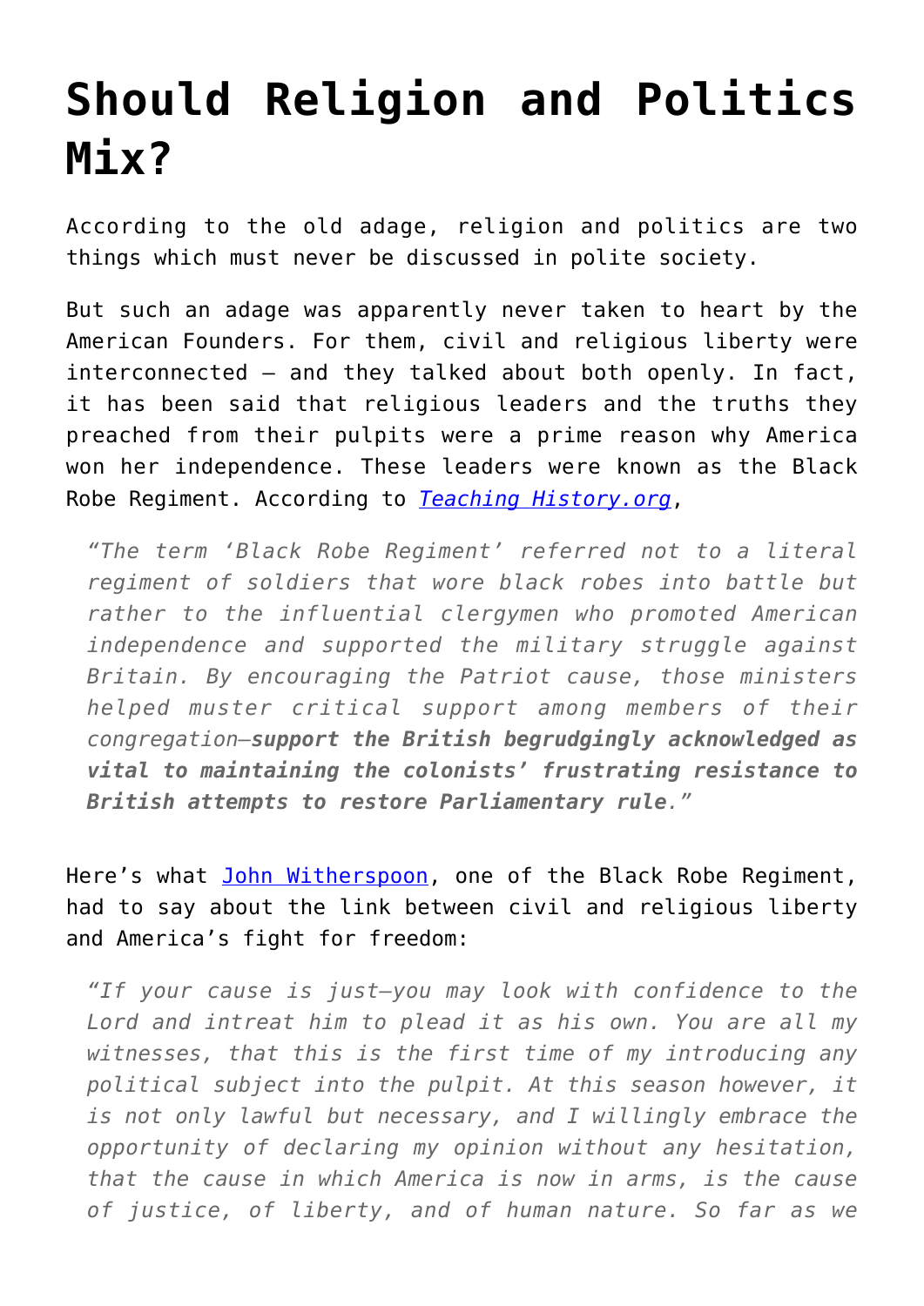# Should Religion and Politics Mix?

According to the old adage, religion and politics are two things which must never be discussed in polite society.

But such an adage was apparently never taken to heart by the American Founders. For them, civil and religious liberty were interconnected – and they talked about both openly. In fact, it has been said that religious leaders and the truths they preached from their pulpits were a prime reason why America won her independence. These leaders were known as the Black Robe Regiment. According to [*Teaching History.org*](),

> *"The term 'Black Robe Regiment' referred not to a literal regiment of soldiers that wore black robes into battle but rather to the influential clergymen who promoted American independence and supported the military struggle against Britain. By encouraging the Patriot cause, those ministers helped muster critical support among members of their congregation—**support the British begrudgingly acknowledged as vital to maintaining the colonists' frustrating resistance to British attempts to restore Parliamentary rule**."*

Here's what [John Witherspoon](), one of the Black Robe Regiment, had to say about the link between civil and religious liberty and America's fight for freedom:

> *"If your cause is just—you may look with confidence to the Lord and intreat him to plead it as his own. You are all my witnesses, that this is the first time of my introducing any political subject into the pulpit. At this season however, it is not only lawful but necessary, and I willingly embrace the opportunity of declaring my opinion without any hesitation, that the cause in which America is now in arms, is the cause of justice, of liberty, and of human nature. So far as we*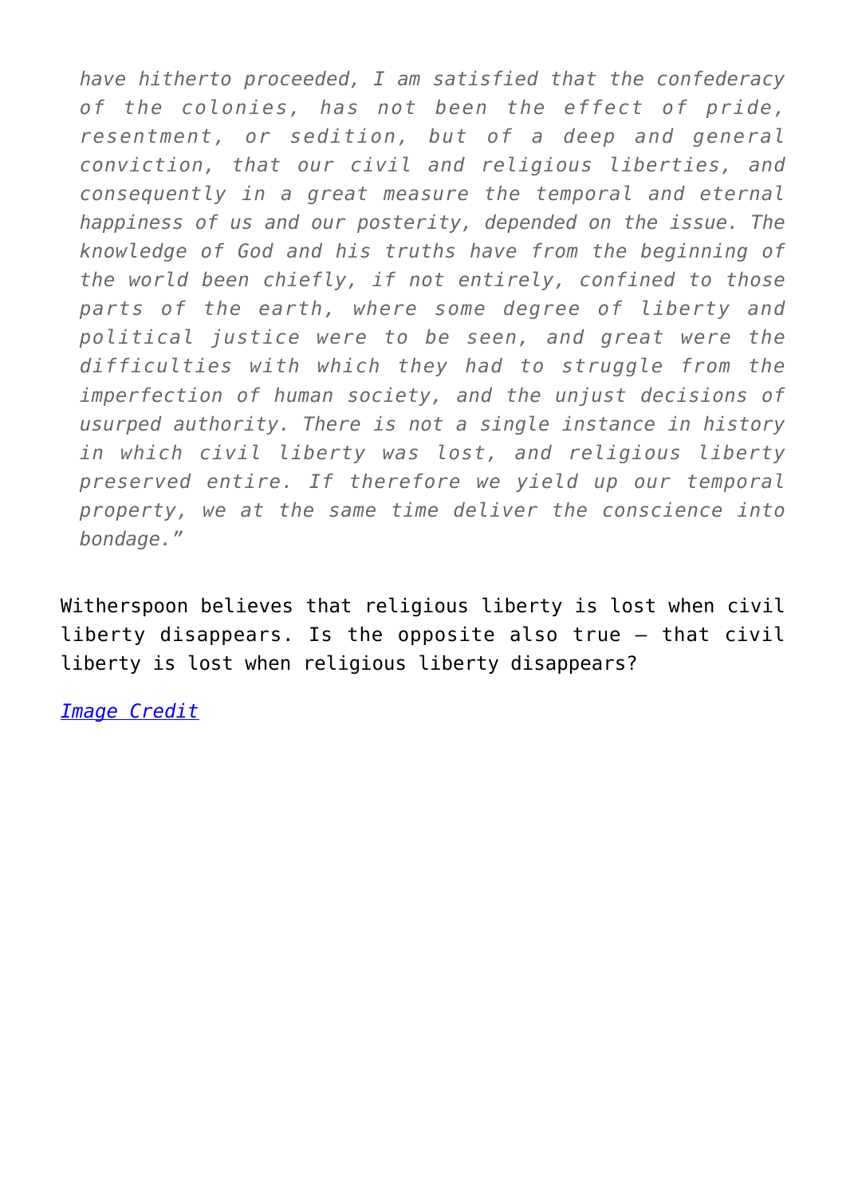*have hitherto proceeded, I am satisfied that the confederacy of the colonies, has not been the effect of pride, resentment, or sedition, but of a deep and general conviction, that our civil and religious liberties, and consequently in a great measure the temporal and eternal happiness of us and our posterity, depended on the issue. The knowledge of God and his truths have from the beginning of the world been chiefly, if not entirely, confined to those parts of the earth, where some degree of liberty and political justice were to be seen, and great were the difficulties with which they had to struggle from the imperfection of human society, and the unjust decisions of usurped authority. There is not a single instance in history in which civil liberty was lost, and religious liberty preserved entire. If therefore we yield up our temporal property, we at the same time deliver the conscience into bondage."*

Witherspoon believes that religious liberty is lost when civil liberty disappears. Is the opposite also true – that civil liberty is lost when religious liberty disappears?

[Image Credit]